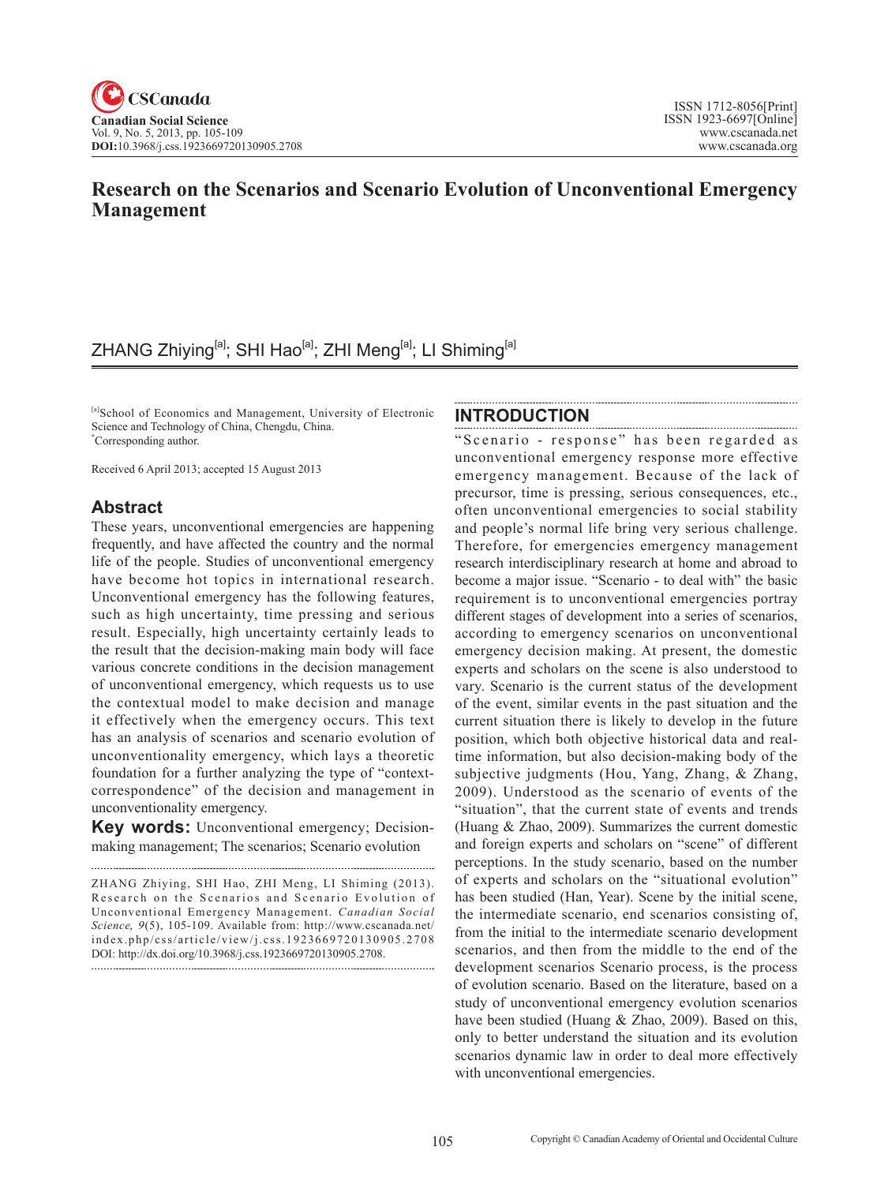# Research on the Scenarios and Scenario Evolution of Unconventional Emergency Management

ZHANG Zhiying[a]; SHI Hao[a]; ZHI Meng[a]; LI Shiming[a]

[a]School of Economics and Management, University of Electronic Science and Technology of China, Chengdu, China.
*Corresponding author.

Received 6 April 2013; accepted 15 August 2013

## Abstract

These years, unconventional emergencies are happening frequently, and have affected the country and the normal life of the people. Studies of unconventional emergency have become hot topics in international research. Unconventional emergency has the following features, such as high uncertainty, time pressing and serious result. Especially, high uncertainty certainly leads to the result that the decision-making main body will face various concrete conditions in the decision management of unconventional emergency, which requests us to use the contextual model to make decision and manage it effectively when the emergency occurs. This text has an analysis of scenarios and scenario evolution of unconventionality emergency, which lays a theoretic foundation for a further analyzing the type of "context-correspondence" of the decision and management in unconventionality emergency.

**Key words:** Unconventional emergency; Decision-making management; The scenarios; Scenario evolution

ZHANG Zhiying, SHI Hao, ZHI Meng, LI Shiming (2013). Research on the Scenarios and Scenario Evolution of Unconventional Emergency Management. *Canadian Social Science*, *9*(5), 105-109. Available from: http://www.cscanada.net/index.php/css/article/view/j.css.1923669720130905.2708 DOI: http://dx.doi.org/10.3968/j.css.1923669720130905.2708.

## INTRODUCTION

"Scenario - response" has been regarded as unconventional emergency response more effective emergency management. Because of the lack of precursor, time is pressing, serious consequences, etc., often unconventional emergencies to social stability and people's normal life bring very serious challenge. Therefore, for emergencies emergency management research interdisciplinary research at home and abroad to become a major issue. "Scenario - to deal with" the basic requirement is to unconventional emergencies portray different stages of development into a series of scenarios, according to emergency scenarios on unconventional emergency decision making. At present, the domestic experts and scholars on the scene is also understood to vary. Scenario is the current status of the development of the event, similar events in the past situation and the current situation there is likely to develop in the future position, which both objective historical data and real-time information, but also decision-making body of the subjective judgments (Hou, Yang, Zhang, & Zhang, 2009). Understood as the scenario of events of the "situation", that the current state of events and trends (Huang & Zhao, 2009). Summarizes the current domestic and foreign experts and scholars on "scene" of different perceptions. In the study scenario, based on the number of experts and scholars on the "situational evolution" has been studied (Han, Year). Scene by the initial scene, the intermediate scenario, end scenarios consisting of, from the initial to the intermediate scenario development scenarios, and then from the middle to the end of the development scenarios Scenario process, is the process of evolution scenario. Based on the literature, based on a study of unconventional emergency evolution scenarios have been studied (Huang & Zhao, 2009). Based on this, only to better understand the situation and its evolution scenarios dynamic law in order to deal more effectively with unconventional emergencies.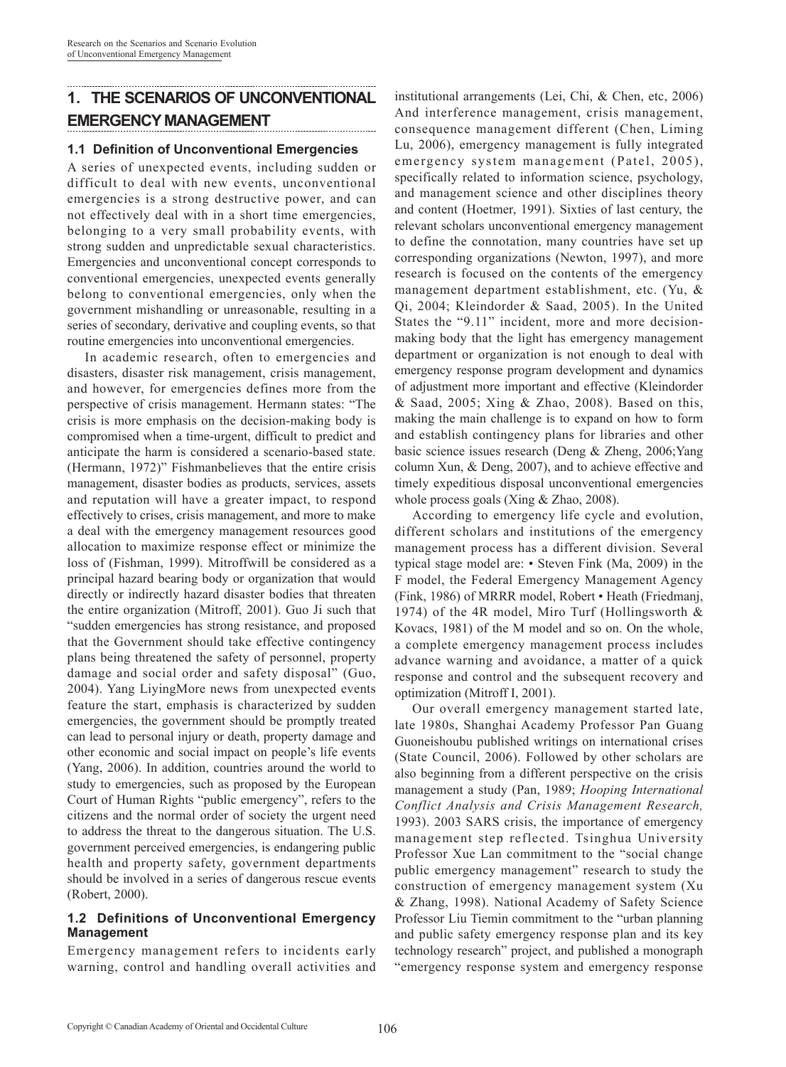# 1. THE SCENARIOS OF UNCONVENTIONAL EMERGENCY MANAGEMENT

## 1.1 Definition of Unconventional Emergencies

A series of unexpected events, including sudden or difficult to deal with new events, unconventional emergencies is a strong destructive power, and can not effectively deal with in a short time emergencies, belonging to a very small probability events, with strong sudden and unpredictable sexual characteristics. Emergencies and unconventional concept corresponds to conventional emergencies, unexpected events generally belong to conventional emergencies, only when the government mishandling or unreasonable, resulting in a series of secondary, derivative and coupling events, so that routine emergencies into unconventional emergencies.

In academic research, often to emergencies and disasters, disaster risk management, crisis management, and however, for emergencies defines more from the perspective of crisis management. Hermann states: "The crisis is more emphasis on the decision-making body is compromised when a time-urgent, difficult to predict and anticipate the harm is considered a scenario-based state. (Hermann, 1972)" Fishmanbelieves that the entire crisis management, disaster bodies as products, services, assets and reputation will have a greater impact, to respond effectively to crises, crisis management, and more to make a deal with the emergency management resources good allocation to maximize response effect or minimize the loss of (Fishman, 1999). Mitroffwill be considered as a principal hazard bearing body or organization that would directly or indirectly hazard disaster bodies that threaten the entire organization (Mitroff, 2001). Guo Ji such that "sudden emergencies has strong resistance, and proposed that the Government should take effective contingency plans being threatened the safety of personnel, property damage and social order and safety disposal" (Guo, 2004). Yang LiyingMore news from unexpected events feature the start, emphasis is characterized by sudden emergencies, the government should be promptly treated can lead to personal injury or death, property damage and other economic and social impact on people's life events (Yang, 2006). In addition, countries around the world to study to emergencies, such as proposed by the European Court of Human Rights "public emergency", refers to the citizens and the normal order of society the urgent need to address the threat to the dangerous situation. The U.S. government perceived emergencies, is endangering public health and property safety, government departments should be involved in a series of dangerous rescue events (Robert, 2000).

## 1.2 Definitions of Unconventional Emergency Management

Emergency management refers to incidents early warning, control and handling overall activities and institutional arrangements (Lei, Chi, & Chen, etc, 2006) And interference management, crisis management, consequence management different (Chen, Liming Lu, 2006), emergency management is fully integrated emergency system management (Patel, 2005), specifically related to information science, psychology, and management science and other disciplines theory and content (Hoetmer, 1991). Sixties of last century, the relevant scholars unconventional emergency management to define the connotation, many countries have set up corresponding organizations (Newton, 1997), and more research is focused on the contents of the emergency management department establishment, etc. (Yu, & Qi, 2004; Kleindorder & Saad, 2005). In the United States the "9.11" incident, more and more decision-making body that the light has emergency management department or organization is not enough to deal with emergency response program development and dynamics of adjustment more important and effective (Kleindorder & Saad, 2005; Xing & Zhao, 2008). Based on this, making the main challenge is to expand on how to form and establish contingency plans for libraries and other basic science issues research (Deng & Zheng, 2006;Yang column Xun, & Deng, 2007), and to achieve effective and timely expeditious disposal unconventional emergencies whole process goals (Xing & Zhao, 2008).

According to emergency life cycle and evolution, different scholars and institutions of the emergency management process has a different division. Several typical stage model are: • Steven Fink (Ma, 2009) in the F model, the Federal Emergency Management Agency (Fink, 1986) of MRRR model, Robert • Heath (Friedmanj, 1974) of the 4R model, Miro Turf (Hollingsworth & Kovacs, 1981) of the M model and so on. On the whole, a complete emergency management process includes advance warning and avoidance, a matter of a quick response and control and the subsequent recovery and optimization (Mitroff I, 2001).

Our overall emergency management started late, late 1980s, Shanghai Academy Professor Pan Guang Guoneishoubu published writings on international crises (State Council, 2006). Followed by other scholars are also beginning from a different perspective on the crisis management a study (Pan, 1989; *Hooping International Conflict Analysis and Crisis Management Research,* 1993). 2003 SARS crisis, the importance of emergency management step reflected. Tsinghua University Professor Xue Lan commitment to the "social change public emergency management" research to study the construction of emergency management system (Xu & Zhang, 1998). National Academy of Safety Science Professor Liu Tiemin commitment to the "urban planning and public safety emergency response plan and its key technology research" project, and published a monograph "emergency response system and emergency response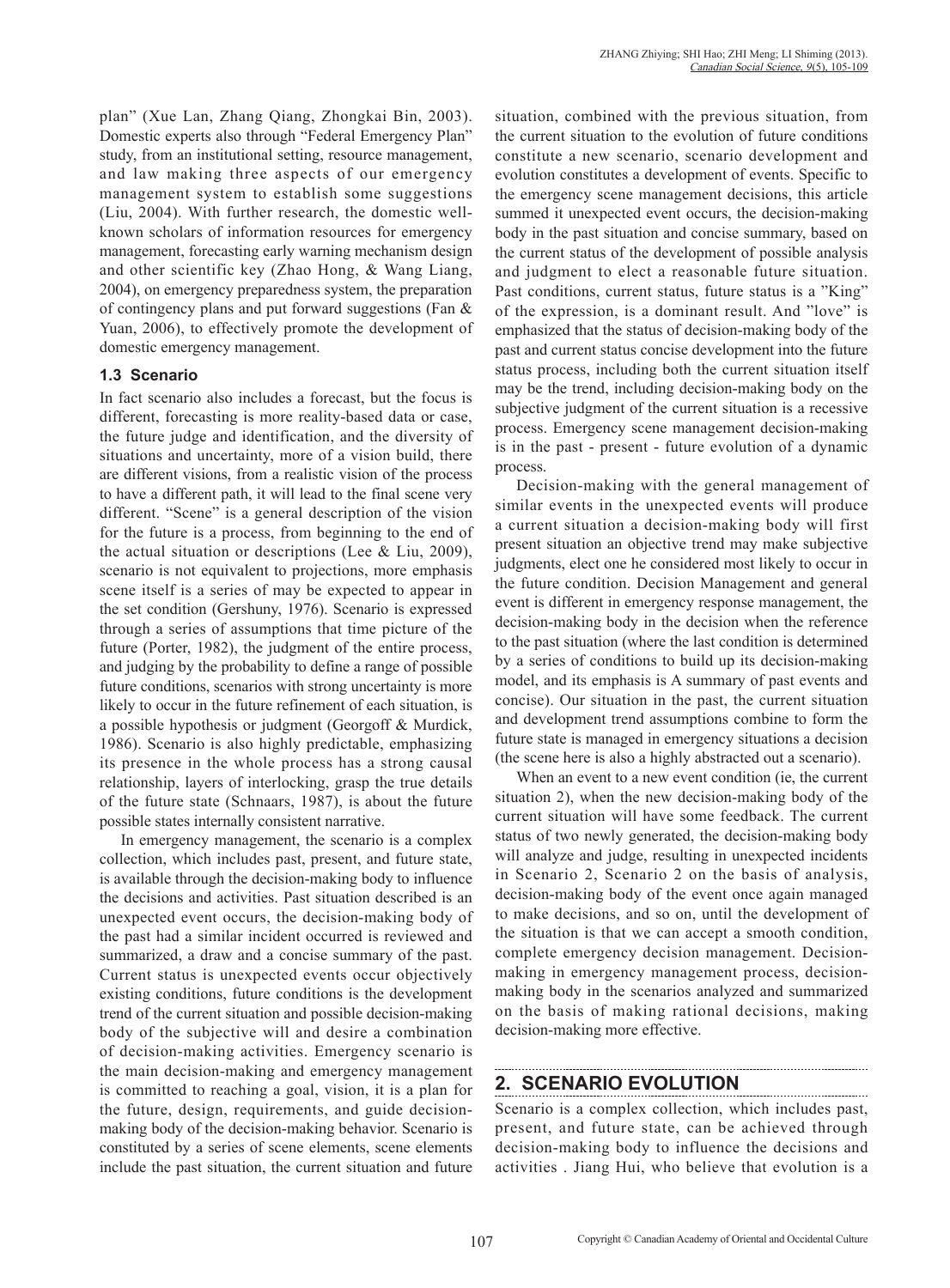plan" (Xue Lan, Zhang Qiang, Zhongkai Bin, 2003). Domestic experts also through "Federal Emergency Plan" study, from an institutional setting, resource management, and law making three aspects of our emergency management system to establish some suggestions (Liu, 2004). With further research, the domestic well-known scholars of information resources for emergency management, forecasting early warning mechanism design and other scientific key (Zhao Hong, & Wang Liang, 2004), on emergency preparedness system, the preparation of contingency plans and put forward suggestions (Fan & Yuan, 2006), to effectively promote the development of domestic emergency management.

### 1.3 Scenario

In fact scenario also includes a forecast, but the focus is different, forecasting is more reality-based data or case, the future judge and identification, and the diversity of situations and uncertainty, more of a vision build, there are different visions, from a realistic vision of the process to have a different path, it will lead to the final scene very different. "Scene" is a general description of the vision for the future is a process, from beginning to the end of the actual situation or descriptions (Lee & Liu, 2009), scenario is not equivalent to projections, more emphasis scene itself is a series of may be expected to appear in the set condition (Gershuny, 1976). Scenario is expressed through a series of assumptions that time picture of the future (Porter, 1982), the judgment of the entire process, and judging by the probability to define a range of possible future conditions, scenarios with strong uncertainty is more likely to occur in the future refinement of each situation, is a possible hypothesis or judgment (Georgoff & Murdick, 1986). Scenario is also highly predictable, emphasizing its presence in the whole process has a strong causal relationship, layers of interlocking, grasp the true details of the future state (Schnaars, 1987), is about the future possible states internally consistent narrative.

In emergency management, the scenario is a complex collection, which includes past, present, and future state, is available through the decision-making body to influence the decisions and activities. Past situation described is an unexpected event occurs, the decision-making body of the past had a similar incident occurred is reviewed and summarized, a draw and a concise summary of the past. Current status is unexpected events occur objectively existing conditions, future conditions is the development trend of the current situation and possible decision-making body of the subjective will and desire a combination of decision-making activities. Emergency scenario is the main decision-making and emergency management is committed to reaching a goal, vision, it is a plan for the future, design, requirements, and guide decision-making body of the decision-making behavior. Scenario is constituted by a series of scene elements, scene elements include the past situation, the current situation and future situation, combined with the previous situation, from the current situation to the evolution of future conditions constitute a new scenario, scenario development and evolution constitutes a development of events. Specific to the emergency scene management decisions, this article summed it unexpected event occurs, the decision-making body in the past situation and concise summary, based on the current status of the development of possible analysis and judgment to elect a reasonable future situation. Past conditions, current status, future status is a "King" of the expression, is a dominant result. And "love" is emphasized that the status of decision-making body of the past and current status concise development into the future status process, including both the current situation itself may be the trend, including decision-making body on the subjective judgment of the current situation is a recessive process. Emergency scene management decision-making is in the past - present - future evolution of a dynamic process.

Decision-making with the general management of similar events in the unexpected events will produce a current situation a decision-making body will first present situation an objective trend may make subjective judgments, elect one he considered most likely to occur in the future condition. Decision Management and general event is different in emergency response management, the decision-making body in the decision when the reference to the past situation (where the last condition is determined by a series of conditions to build up its decision-making model, and its emphasis is A summary of past events and concise). Our situation in the past, the current situation and development trend assumptions combine to form the future state is managed in emergency situations a decision (the scene here is also a highly abstracted out a scenario).

When an event to a new event condition (ie, the current situation 2), when the new decision-making body of the current situation will have some feedback. The current status of two newly generated, the decision-making body will analyze and judge, resulting in unexpected incidents in Scenario 2, Scenario 2 on the basis of analysis, decision-making body of the event once again managed to make decisions, and so on, until the development of the situation is that we can accept a smooth condition, complete emergency decision management. Decision-making in emergency management process, decision-making body in the scenarios analyzed and summarized on the basis of making rational decisions, making decision-making more effective.

## 2. SCENARIO EVOLUTION

Scenario is a complex collection, which includes past, present, and future state, can be achieved through decision-making body to influence the decisions and activities . Jiang Hui, who believe that evolution is a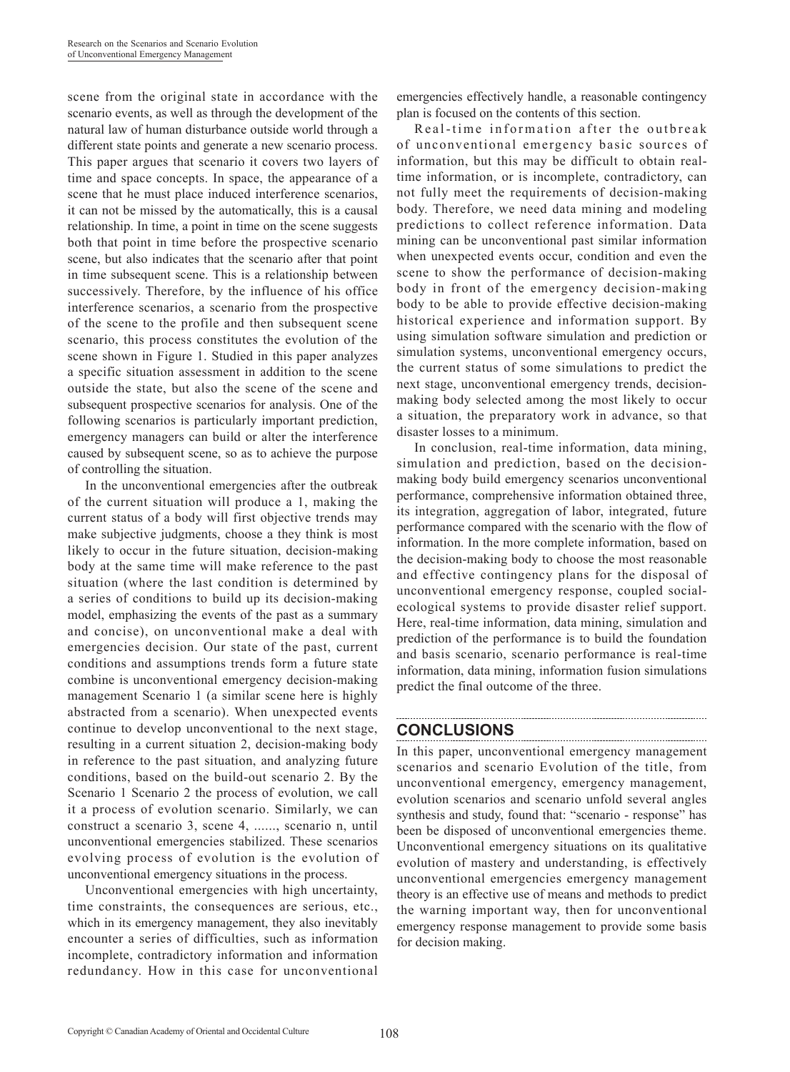scene from the original state in accordance with the scenario events, as well as through the development of the natural law of human disturbance outside world through a different state points and generate a new scenario process. This paper argues that scenario it covers two layers of time and space concepts. In space, the appearance of a scene that he must place induced interference scenarios, it can not be missed by the automatically, this is a causal relationship. In time, a point in time on the scene suggests both that point in time before the prospective scenario scene, but also indicates that the scenario after that point in time subsequent scene. This is a relationship between successively. Therefore, by the influence of his office interference scenarios, a scenario from the prospective of the scene to the profile and then subsequent scene scenario, this process constitutes the evolution of the scene shown in Figure 1. Studied in this paper analyzes a specific situation assessment in addition to the scene outside the state, but also the scene of the scene and subsequent prospective scenarios for analysis. One of the following scenarios is particularly important prediction, emergency managers can build or alter the interference caused by subsequent scene, so as to achieve the purpose of controlling the situation.

In the unconventional emergencies after the outbreak of the current situation will produce a 1, making the current status of a body will first objective trends may make subjective judgments, choose a they think is most likely to occur in the future situation, decision-making body at the same time will make reference to the past situation (where the last condition is determined by a series of conditions to build up its decision-making model, emphasizing the events of the past as a summary and concise), on unconventional make a deal with emergencies decision. Our state of the past, current conditions and assumptions trends form a future state combine is unconventional emergency decision-making management Scenario 1 (a similar scene here is highly abstracted from a scenario). When unexpected events continue to develop unconventional to the next stage, resulting in a current situation 2, decision-making body in reference to the past situation, and analyzing future conditions, based on the build-out scenario 2. By the Scenario 1 Scenario 2 the process of evolution, we call it a process of evolution scenario. Similarly, we can construct a scenario 3, scene 4, ......, scenario n, until unconventional emergencies stabilized. These scenarios evolving process of evolution is the evolution of unconventional emergency situations in the process.

Unconventional emergencies with high uncertainty, time constraints, the consequences are serious, etc., which in its emergency management, they also inevitably encounter a series of difficulties, such as information incomplete, contradictory information and information redundancy. How in this case for unconventional emergencies effectively handle, a reasonable contingency plan is focused on the contents of this section.

Real-time information after the outbreak of unconventional emergency basic sources of information, but this may be difficult to obtain real-time information, or is incomplete, contradictory, can not fully meet the requirements of decision-making body. Therefore, we need data mining and modeling predictions to collect reference information. Data mining can be unconventional past similar information when unexpected events occur, condition and even the scene to show the performance of decision-making body in front of the emergency decision-making body to be able to provide effective decision-making historical experience and information support. By using simulation software simulation and prediction or simulation systems, unconventional emergency occurs, the current status of some simulations to predict the next stage, unconventional emergency trends, decision-making body selected among the most likely to occur a situation, the preparatory work in advance, so that disaster losses to a minimum.

In conclusion, real-time information, data mining, simulation and prediction, based on the decision-making body build emergency scenarios unconventional performance, comprehensive information obtained three, its integration, aggregation of labor, integrated, future performance compared with the scenario with the flow of information. In the more complete information, based on the decision-making body to choose the most reasonable and effective contingency plans for the disposal of unconventional emergency response, coupled social-ecological systems to provide disaster relief support. Here, real-time information, data mining, simulation and prediction of the performance is to build the foundation and basis scenario, scenario performance is real-time information, data mining, information fusion simulations predict the final outcome of the three.

## CONCLUSIONS

In this paper, unconventional emergency management scenarios and scenario Evolution of the title, from unconventional emergency, emergency management, evolution scenarios and scenario unfold several angles synthesis and study, found that: "scenario - response" has been be disposed of unconventional emergencies theme. Unconventional emergency situations on its qualitative evolution of mastery and understanding, is effectively unconventional emergencies emergency management theory is an effective use of means and methods to predict the warning important way, then for unconventional emergency response management to provide some basis for decision making.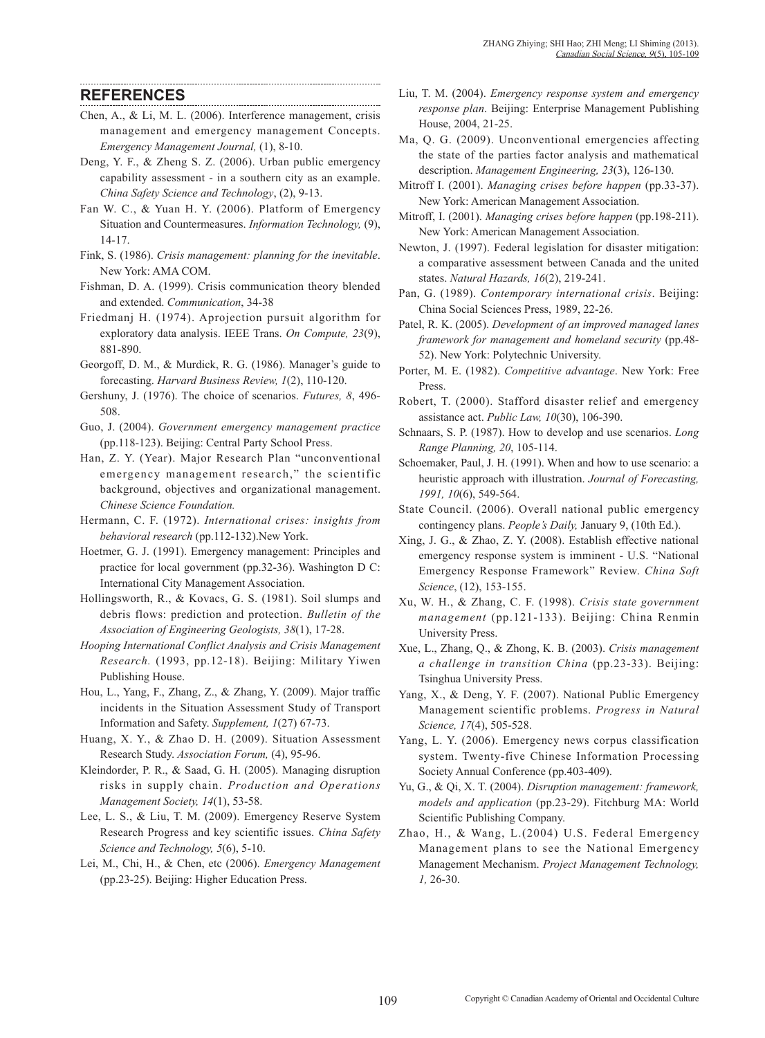## REFERENCES

Chen, A., & Li, M. L. (2006). Interference management, crisis management and emergency management Concepts. *Emergency Management Journal,* (1), 8-10.

Deng, Y. F., & Zheng S. Z. (2006). Urban public emergency capability assessment - in a southern city as an example. *China Safety Science and Technology*, (2), 9-13.

Fan W. C., & Yuan H. Y. (2006). Platform of Emergency Situation and Countermeasures. *Information Technology,* (9), 14-17.

Fink, S. (1986). *Crisis management: planning for the inevitable*. New York: AMA COM.

Fishman, D. A. (1999). Crisis communication theory blended and extended. *Communication*, 34-38

Friedmanj H. (1974). Aprojection pursuit algorithm for exploratory data analysis. IEEE Trans. *On Compute, 23*(9), 881-890.

Georgoff, D. M., & Murdick, R. G. (1986). Manager's guide to forecasting. *Harvard Business Review, 1*(2), 110-120.

Gershuny, J. (1976). The choice of scenarios. *Futures, 8*, 496-508.

Guo, J. (2004). *Government emergency management practice* (pp.118-123). Beijing: Central Party School Press.

Han, Z. Y. (Year). Major Research Plan "unconventional emergency management research," the scientific background, objectives and organizational management. *Chinese Science Foundation.*

Hermann, C. F. (1972). *International crises: insights from behavioral research* (pp.112-132).New York.

Hoetmer, G. J. (1991). Emergency management: Principles and practice for local government (pp.32-36). Washington D C: International City Management Association.

Hollingsworth, R., & Kovacs, G. S. (1981). Soil slumps and debris flows: prediction and protection. *Bulletin of the Association of Engineering Geologists, 38*(1), 17-28.

*Hooping International Conflict Analysis and Crisis Management Research.* (1993, pp.12-18). Beijing: Military Yiwen Publishing House.

Hou, L., Yang, F., Zhang, Z., & Zhang, Y. (2009). Major traffic incidents in the Situation Assessment Study of Transport Information and Safety. *Supplement, 1*(27) 67-73.

Huang, X. Y., & Zhao D. H. (2009). Situation Assessment Research Study. *Association Forum,* (4), 95-96.

Kleindorder, P. R., & Saad, G. H. (2005). Managing disruption risks in supply chain. *Production and Operations Management Society, 14*(1), 53-58.

Lee, L. S., & Liu, T. M. (2009). Emergency Reserve System Research Progress and key scientific issues. *China Safety Science and Technology, 5*(6), 5-10.

Lei, M., Chi, H., & Chen, etc (2006). *Emergency Management* (pp.23-25). Beijing: Higher Education Press.

Liu, T. M. (2004). *Emergency response system and emergency response plan*. Beijing: Enterprise Management Publishing House, 2004, 21-25.

Ma, Q. G. (2009). Unconventional emergencies affecting the state of the parties factor analysis and mathematical description. *Management Engineering, 23*(3), 126-130.

Mitroff I. (2001). *Managing crises before happen* (pp.33-37). New York: American Management Association.

Mitroff, I. (2001). *Managing crises before happen* (pp.198-211). New York: American Management Association.

Newton, J. (1997). Federal legislation for disaster mitigation: a comparative assessment between Canada and the united states. *Natural Hazards, 16*(2), 219-241.

Pan, G. (1989). *Contemporary international crisis*. Beijing: China Social Sciences Press, 1989, 22-26.

Patel, R. K. (2005). *Development of an improved managed lanes framework for management and homeland security* (pp.48-52). New York: Polytechnic University.

Porter, M. E. (1982). *Competitive advantage*. New York: Free Press.

Robert, T. (2000). Stafford disaster relief and emergency assistance act. *Public Law, 10*(30), 106-390.

Schnaars, S. P. (1987). How to develop and use scenarios. *Long Range Planning, 20*, 105-114.

Schoemaker, Paul, J. H. (1991). When and how to use scenario: a heuristic approach with illustration. *Journal of Forecasting, 1991, 10*(6), 549-564.

State Council. (2006). Overall national public emergency contingency plans. *People's Daily,* January 9, (10th Ed.).

Xing, J. G., & Zhao, Z. Y. (2008). Establish effective national emergency response system is imminent - U.S. "National Emergency Response Framework" Review. *China Soft Science*, (12), 153-155.

Xu, W. H., & Zhang, C. F. (1998). *Crisis state government management* (pp.121-133). Beijing: China Renmin University Press.

Xue, L., Zhang, Q., & Zhong, K. B. (2003). *Crisis management a challenge in transition China* (pp.23-33). Beijing: Tsinghua University Press.

Yang, X., & Deng, Y. F. (2007). National Public Emergency Management scientific problems. *Progress in Natural Science, 17*(4), 505-528.

Yang, L. Y. (2006). Emergency news corpus classification system. Twenty-five Chinese Information Processing Society Annual Conference (pp.403-409).

Yu, G., & Qi, X. T. (2004). *Disruption management: framework, models and application* (pp.23-29). Fitchburg MA: World Scientific Publishing Company.

Zhao, H., & Wang, L.(2004) U.S. Federal Emergency Management plans to see the National Emergency Management Mechanism. *Project Management Technology, 1,* 26-30.